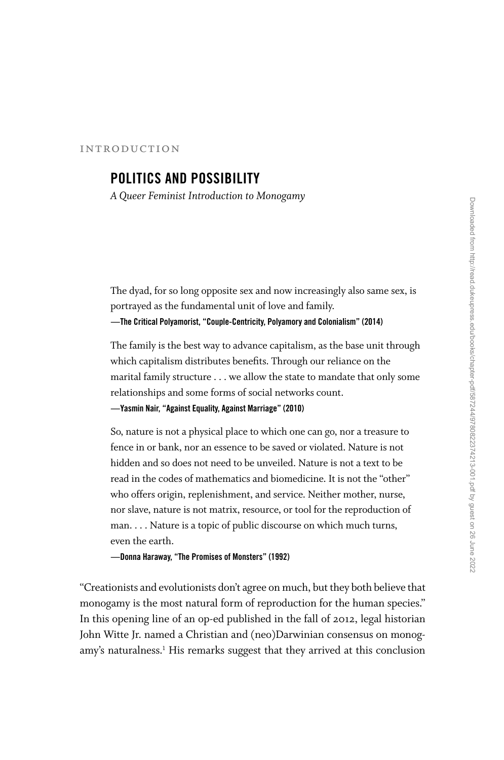INTRODUCTION

# POLITICS AND POSSIBILITY

*A Queer Feminist Introduction to Monogamy*

> The dyad, for so long opposite sex and now increasingly also same sex, is portrayed as the fundamental unit of love and family.
>
> **—The Critical Polyamorist, "Couple-Centricity, Polyamory and Colonialism" (2014)**

> The family is the best way to advance capitalism, as the base unit through which capitalism distributes benefits. Through our reliance on the marital family structure . . . we allow the state to mandate that only some relationships and some forms of social networks count.
>
> **—Yasmin Nair, "Against Equality, Against Marriage" (2010)**

> So, nature is not a physical place to which one can go, nor a treasure to fence in or bank, nor an essence to be saved or violated. Nature is not hidden and so does not need to be unveiled. Nature is not a text to be read in the codes of mathematics and biomedicine. It is not the "other" who offers origin, replenishment, and service. Neither mother, nurse, nor slave, nature is not matrix, resource, or tool for the reproduction of man. . . . Nature is a topic of public discourse on which much turns, even the earth.
>
> **—Donna Haraway, "The Promises of Monsters" (1992)**

"Creationists and evolutionists don't agree on much, but they both believe that monogamy is the most natural form of reproduction for the human species." In this opening line of an op-ed published in the fall of 2012, legal historian John Witte Jr. named a Christian and (neo)Darwinian consensus on monogamy's naturalness.[1] His remarks suggest that they arrived at this conclusion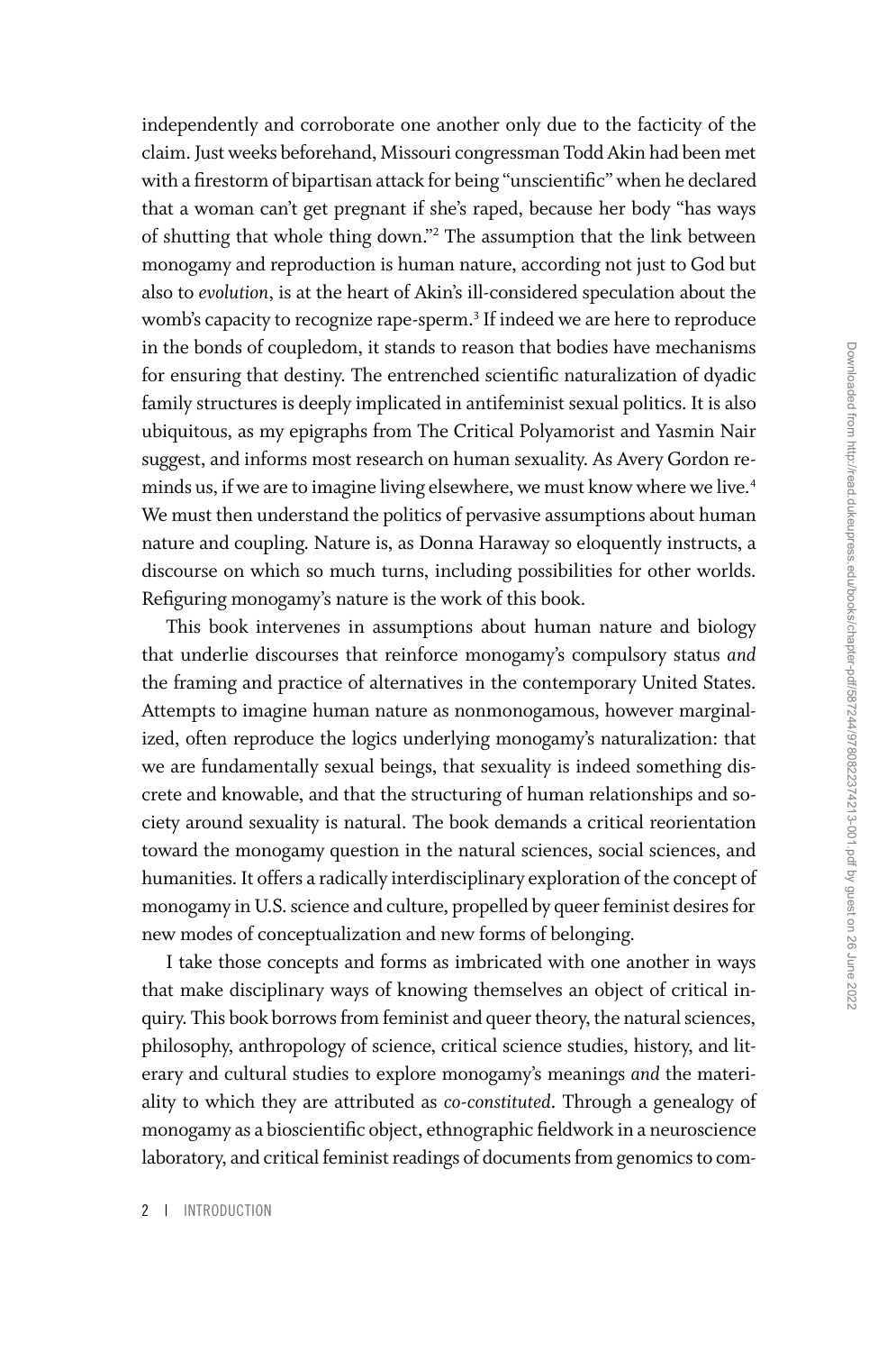independently and corroborate one another only due to the facticity of the claim. Just weeks beforehand, Missouri congressman Todd Akin had been met with a firestorm of bipartisan attack for being "unscientific" when he declared that a woman can't get pregnant if she's raped, because her body "has ways of shutting that whole thing down."[2] The assumption that the link between monogamy and reproduction is human nature, according not just to God but also to *evolution*, is at the heart of Akin's ill-considered speculation about the womb's capacity to recognize rape-sperm.[3] If indeed we are here to reproduce in the bonds of coupledom, it stands to reason that bodies have mechanisms for ensuring that destiny. The entrenched scientific naturalization of dyadic family structures is deeply implicated in antifeminist sexual politics. It is also ubiquitous, as my epigraphs from The Critical Polyamorist and Yasmin Nair suggest, and informs most research on human sexuality. As Avery Gordon reminds us, if we are to imagine living elsewhere, we must know where we live.[4] We must then understand the politics of pervasive assumptions about human nature and coupling. Nature is, as Donna Haraway so eloquently instructs, a discourse on which so much turns, including possibilities for other worlds. Refiguring monogamy's nature is the work of this book.

This book intervenes in assumptions about human nature and biology that underlie discourses that reinforce monogamy's compulsory status *and* the framing and practice of alternatives in the contemporary United States. Attempts to imagine human nature as nonmonogamous, however marginalized, often reproduce the logics underlying monogamy's naturalization: that we are fundamentally sexual beings, that sexuality is indeed something discrete and knowable, and that the structuring of human relationships and society around sexuality is natural. The book demands a critical reorientation toward the monogamy question in the natural sciences, social sciences, and humanities. It offers a radically interdisciplinary exploration of the concept of monogamy in U.S. science and culture, propelled by queer feminist desires for new modes of conceptualization and new forms of belonging.

I take those concepts and forms as imbricated with one another in ways that make disciplinary ways of knowing themselves an object of critical inquiry. This book borrows from feminist and queer theory, the natural sciences, philosophy, anthropology of science, critical science studies, history, and literary and cultural studies to explore monogamy's meanings *and* the materiality to which they are attributed as *co-constituted*. Through a genealogy of monogamy as a bioscientific object, ethnographic fieldwork in a neuroscience laboratory, and critical feminist readings of documents from genomics to com-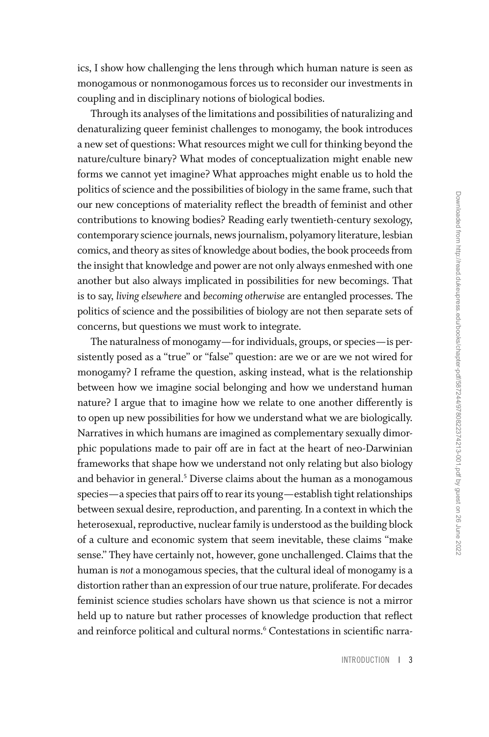ics, I show how challenging the lens through which human nature is seen as monogamous or nonmonogamous forces us to reconsider our investments in coupling and in disciplinary notions of biological bodies.

Through its analyses of the limitations and possibilities of naturalizing and denaturalizing queer feminist challenges to monogamy, the book introduces a new set of questions: What resources might we cull for thinking beyond the nature/culture binary? What modes of conceptualization might enable new forms we cannot yet imagine? What approaches might enable us to hold the politics of science and the possibilities of biology in the same frame, such that our new conceptions of materiality reflect the breadth of feminist and other contributions to knowing bodies? Reading early twentieth-century sexology, contemporary science journals, news journalism, polyamory literature, lesbian comics, and theory as sites of knowledge about bodies, the book proceeds from the insight that knowledge and power are not only always enmeshed with one another but also always implicated in possibilities for new becomings. That is to say, *living elsewhere* and *becoming otherwise* are entangled processes. The politics of science and the possibilities of biology are not then separate sets of concerns, but questions we must work to integrate.

The naturalness of monogamy—for individuals, groups, or species—is persistently posed as a "true" or "false" question: are we or are we not wired for monogamy? I reframe the question, asking instead, what is the relationship between how we imagine social belonging and how we understand human nature? I argue that to imagine how we relate to one another differently is to open up new possibilities for how we understand what we are biologically. Narratives in which humans are imagined as complementary sexually dimorphic populations made to pair off are in fact at the heart of neo-Darwinian frameworks that shape how we understand not only relating but also biology and behavior in general.[5] Diverse claims about the human as a monogamous species—a species that pairs off to rear its young—establish tight relationships between sexual desire, reproduction, and parenting. In a context in which the heterosexual, reproductive, nuclear family is understood as the building block of a culture and economic system that seem inevitable, these claims "make sense." They have certainly not, however, gone unchallenged. Claims that the human is *not* a monogamous species, that the cultural ideal of monogamy is a distortion rather than an expression of our true nature, proliferate. For decades feminist science studies scholars have shown us that science is not a mirror held up to nature but rather processes of knowledge production that reflect and reinforce political and cultural norms.[6] Contestations in scientific narra-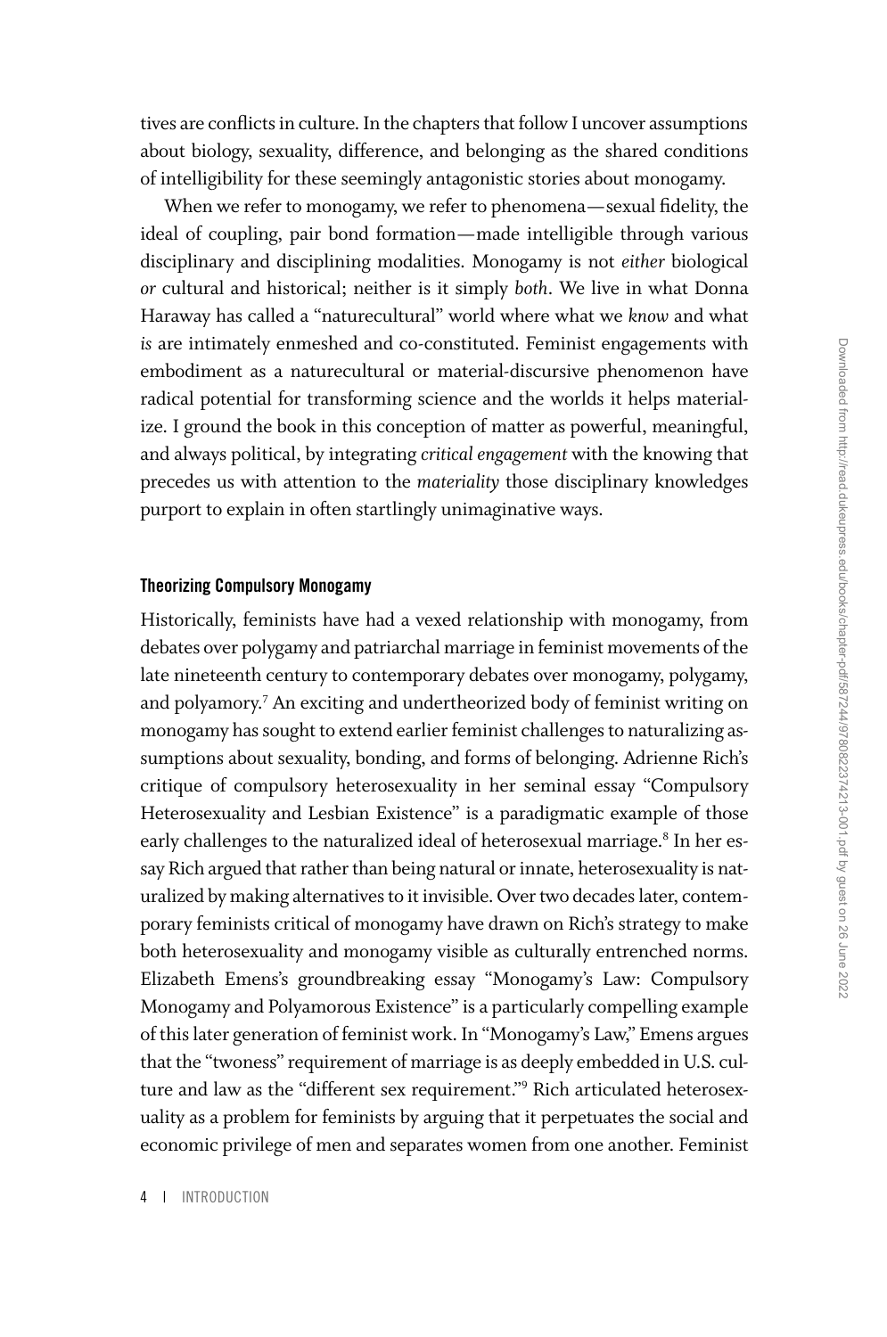tives are conflicts in culture. In the chapters that follow I uncover assumptions about biology, sexuality, difference, and belonging as the shared conditions of intelligibility for these seemingly antagonistic stories about monogamy.

When we refer to monogamy, we refer to phenomena—sexual fidelity, the ideal of coupling, pair bond formation—made intelligible through various disciplinary and disciplining modalities. Monogamy is not *either* biological *or* cultural and historical; neither is it simply *both*. We live in what Donna Haraway has called a "naturecultural" world where what we *know* and what *is* are intimately enmeshed and co-constituted. Feminist engagements with embodiment as a naturecultural or material-discursive phenomenon have radical potential for transforming science and the worlds it helps materialize. I ground the book in this conception of matter as powerful, meaningful, and always political, by integrating *critical engagement* with the knowing that precedes us with attention to the *materiality* those disciplinary knowledges purport to explain in often startlingly unimaginative ways.

## Theorizing Compulsory Monogamy

Historically, feminists have had a vexed relationship with monogamy, from debates over polygamy and patriarchal marriage in feminist movements of the late nineteenth century to contemporary debates over monogamy, polygamy, and polyamory.[7] An exciting and undertheorized body of feminist writing on monogamy has sought to extend earlier feminist challenges to naturalizing assumptions about sexuality, bonding, and forms of belonging. Adrienne Rich's critique of compulsory heterosexuality in her seminal essay "Compulsory Heterosexuality and Lesbian Existence" is a paradigmatic example of those early challenges to the naturalized ideal of heterosexual marriage.[8] In her essay Rich argued that rather than being natural or innate, heterosexuality is naturalized by making alternatives to it invisible. Over two decades later, contemporary feminists critical of monogamy have drawn on Rich's strategy to make both heterosexuality and monogamy visible as culturally entrenched norms. Elizabeth Emens's groundbreaking essay "Monogamy's Law: Compulsory Monogamy and Polyamorous Existence" is a particularly compelling example of this later generation of feminist work. In "Monogamy's Law," Emens argues that the "twoness" requirement of marriage is as deeply embedded in U.S. culture and law as the "different sex requirement."[9] Rich articulated heterosexuality as a problem for feminists by arguing that it perpetuates the social and economic privilege of men and separates women from one another. Feminist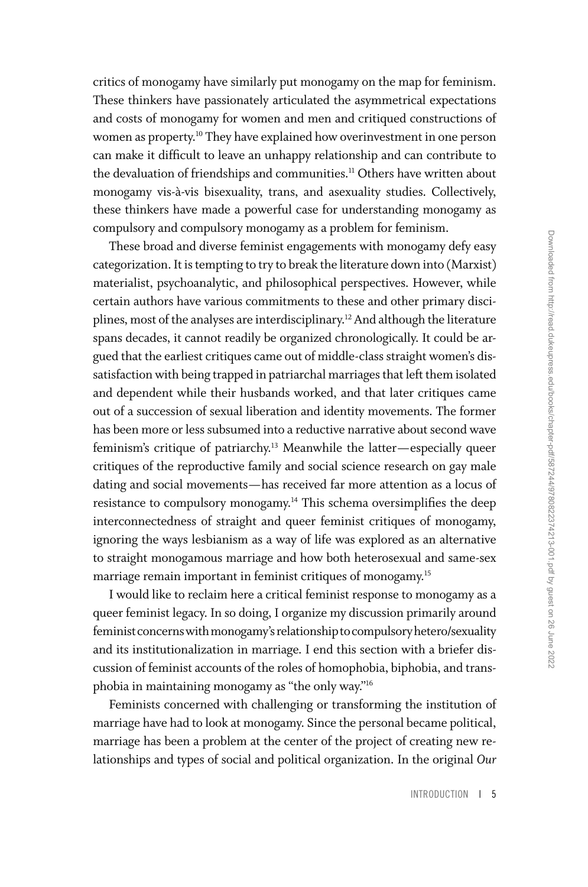critics of monogamy have similarly put monogamy on the map for feminism. These thinkers have passionately articulated the asymmetrical expectations and costs of monogamy for women and men and critiqued constructions of women as property.[10] They have explained how overinvestment in one person can make it difficult to leave an unhappy relationship and can contribute to the devaluation of friendships and communities.[11] Others have written about monogamy vis-à-vis bisexuality, trans, and asexuality studies. Collectively, these thinkers have made a powerful case for understanding monogamy as compulsory and compulsory monogamy as a problem for feminism.

These broad and diverse feminist engagements with monogamy defy easy categorization. It is tempting to try to break the literature down into (Marxist) materialist, psychoanalytic, and philosophical perspectives. However, while certain authors have various commitments to these and other primary disciplines, most of the analyses are interdisciplinary.[12] And although the literature spans decades, it cannot readily be organized chronologically. It could be argued that the earliest critiques came out of middle-class straight women's dissatisfaction with being trapped in patriarchal marriages that left them isolated and dependent while their husbands worked, and that later critiques came out of a succession of sexual liberation and identity movements. The former has been more or less subsumed into a reductive narrative about second wave feminism's critique of patriarchy.[13] Meanwhile the latter—especially queer critiques of the reproductive family and social science research on gay male dating and social movements—has received far more attention as a locus of resistance to compulsory monogamy.[14] This schema oversimplifies the deep interconnectedness of straight and queer feminist critiques of monogamy, ignoring the ways lesbianism as a way of life was explored as an alternative to straight monogamous marriage and how both heterosexual and same-sex marriage remain important in feminist critiques of monogamy.[15]

I would like to reclaim here a critical feminist response to monogamy as a queer feminist legacy. In so doing, I organize my discussion primarily around feminist concerns with monogamy's relationship to compulsory hetero/sexuality and its institutionalization in marriage. I end this section with a briefer discussion of feminist accounts of the roles of homophobia, biphobia, and transphobia in maintaining monogamy as "the only way."[16]

Feminists concerned with challenging or transforming the institution of marriage have had to look at monogamy. Since the personal became political, marriage has been a problem at the center of the project of creating new relationships and types of social and political organization. In the original *Our*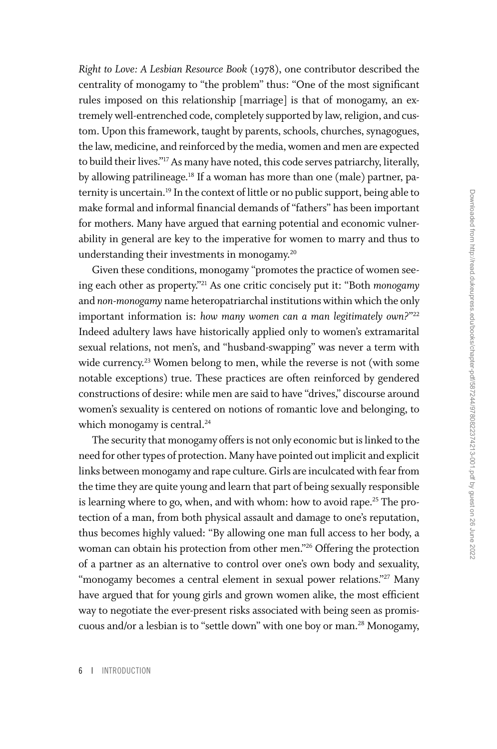*Right to Love: A Lesbian Resource Book* (1978), one contributor described the centrality of monogamy to "the problem" thus: "One of the most significant rules imposed on this relationship [marriage] is that of monogamy, an extremely well-entrenched code, completely supported by law, religion, and custom. Upon this framework, taught by parents, schools, churches, synagogues, the law, medicine, and reinforced by the media, women and men are expected to build their lives."[17] As many have noted, this code serves patriarchy, literally, by allowing patrilineage.[18] If a woman has more than one (male) partner, paternity is uncertain.[19] In the context of little or no public support, being able to make formal and informal financial demands of "fathers" has been important for mothers. Many have argued that earning potential and economic vulnerability in general are key to the imperative for women to marry and thus to understanding their investments in monogamy.[20]

Given these conditions, monogamy "promotes the practice of women seeing each other as property."[21] As one critic concisely put it: "Both *monogamy* and *non-monogamy* name heteropatriarchal institutions within which the only important information is: *how many women can a man legitimately own?*"[22] Indeed adultery laws have historically applied only to women's extramarital sexual relations, not men's, and "husband-swapping" was never a term with wide currency.[23] Women belong to men, while the reverse is not (with some notable exceptions) true. These practices are often reinforced by gendered constructions of desire: while men are said to have "drives," discourse around women's sexuality is centered on notions of romantic love and belonging, to which monogamy is central.[24]

The security that monogamy offers is not only economic but is linked to the need for other types of protection. Many have pointed out implicit and explicit links between monogamy and rape culture. Girls are inculcated with fear from the time they are quite young and learn that part of being sexually responsible is learning where to go, when, and with whom: how to avoid rape.[25] The protection of a man, from both physical assault and damage to one's reputation, thus becomes highly valued: "By allowing one man full access to her body, a woman can obtain his protection from other men."[26] Offering the protection of a partner as an alternative to control over one's own body and sexuality, "monogamy becomes a central element in sexual power relations."[27] Many have argued that for young girls and grown women alike, the most efficient way to negotiate the ever-present risks associated with being seen as promiscuous and/or a lesbian is to "settle down" with one boy or man.[28] Monogamy,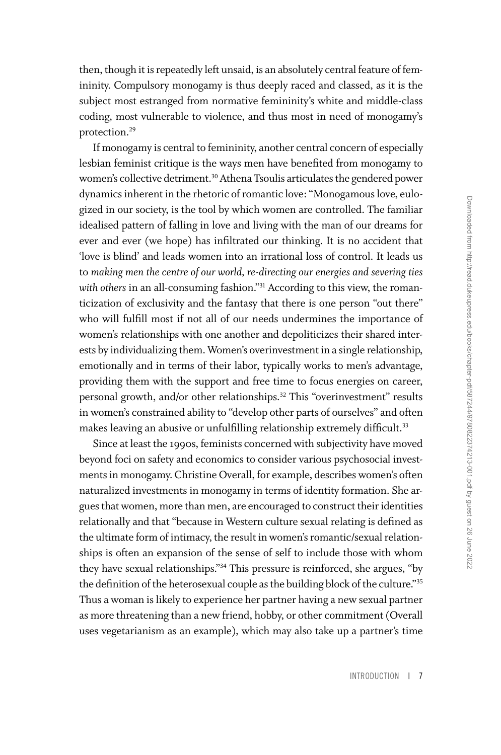then, though it is repeatedly left unsaid, is an absolutely central feature of femininity. Compulsory monogamy is thus deeply raced and classed, as it is the subject most estranged from normative femininity's white and middle-class coding, most vulnerable to violence, and thus most in need of monogamy's protection.[29]

If monogamy is central to femininity, another central concern of especially lesbian feminist critique is the ways men have benefited from monogamy to women's collective detriment.[30] Athena Tsoulis articulates the gendered power dynamics inherent in the rhetoric of romantic love: "Monogamous love, eulogized in our society, is the tool by which women are controlled. The familiar idealised pattern of falling in love and living with the man of our dreams for ever and ever (we hope) has infiltrated our thinking. It is no accident that 'love is blind' and leads women into an irrational loss of control. It leads us to *making men the centre of our world, re-directing our energies and severing ties with others* in an all-consuming fashion."[31] According to this view, the romanticization of exclusivity and the fantasy that there is one person "out there" who will fulfill most if not all of our needs undermines the importance of women's relationships with one another and depoliticizes their shared interests by individualizing them. Women's overinvestment in a single relationship, emotionally and in terms of their labor, typically works to men's advantage, providing them with the support and free time to focus energies on career, personal growth, and/or other relationships.[32] This "overinvestment" results in women's constrained ability to "develop other parts of ourselves" and often makes leaving an abusive or unfulfilling relationship extremely difficult.[33]

Since at least the 1990s, feminists concerned with subjectivity have moved beyond foci on safety and economics to consider various psychosocial investments in monogamy. Christine Overall, for example, describes women's often naturalized investments in monogamy in terms of identity formation. She argues that women, more than men, are encouraged to construct their identities relationally and that "because in Western culture sexual relating is defined as the ultimate form of intimacy, the result in women's romantic/sexual relationships is often an expansion of the sense of self to include those with whom they have sexual relationships."[34] This pressure is reinforced, she argues, "by the definition of the heterosexual couple as the building block of the culture."[35] Thus a woman is likely to experience her partner having a new sexual partner as more threatening than a new friend, hobby, or other commitment (Overall uses vegetarianism as an example), which may also take up a partner's time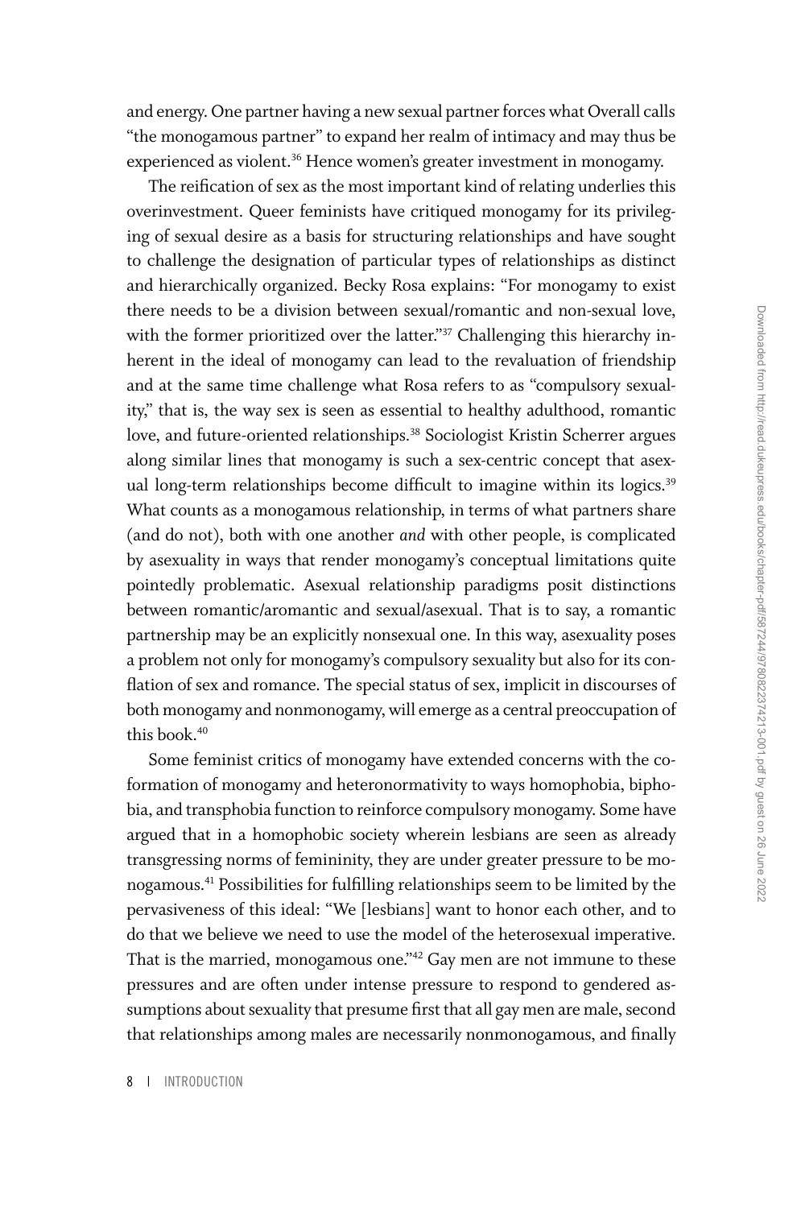and energy. One partner having a new sexual partner forces what Overall calls "the monogamous partner" to expand her realm of intimacy and may thus be experienced as violent.[36] Hence women's greater investment in monogamy.

The reification of sex as the most important kind of relating underlies this overinvestment. Queer feminists have critiqued monogamy for its privileging of sexual desire as a basis for structuring relationships and have sought to challenge the designation of particular types of relationships as distinct and hierarchically organized. Becky Rosa explains: "For monogamy to exist there needs to be a division between sexual/romantic and non-sexual love, with the former prioritized over the latter."[37] Challenging this hierarchy inherent in the ideal of monogamy can lead to the revaluation of friendship and at the same time challenge what Rosa refers to as "compulsory sexuality," that is, the way sex is seen as essential to healthy adulthood, romantic love, and future-oriented relationships.[38] Sociologist Kristin Scherrer argues along similar lines that monogamy is such a sex-centric concept that asexual long-term relationships become difficult to imagine within its logics.[39] What counts as a monogamous relationship, in terms of what partners share (and do not), both with one another *and* with other people, is complicated by asexuality in ways that render monogamy's conceptual limitations quite pointedly problematic. Asexual relationship paradigms posit distinctions between romantic/aromantic and sexual/asexual. That is to say, a romantic partnership may be an explicitly nonsexual one. In this way, asexuality poses a problem not only for monogamy's compulsory sexuality but also for its conflation of sex and romance. The special status of sex, implicit in discourses of both monogamy and nonmonogamy, will emerge as a central preoccupation of this book.[40]

Some feminist critics of monogamy have extended concerns with the coformation of monogamy and heteronormativity to ways homophobia, biphobia, and transphobia function to reinforce compulsory monogamy. Some have argued that in a homophobic society wherein lesbians are seen as already transgressing norms of femininity, they are under greater pressure to be monogamous.[41] Possibilities for fulfilling relationships seem to be limited by the pervasiveness of this ideal: "We [lesbians] want to honor each other, and to do that we believe we need to use the model of the heterosexual imperative. That is the married, monogamous one."[42] Gay men are not immune to these pressures and are often under intense pressure to respond to gendered assumptions about sexuality that presume first that all gay men are male, second that relationships among males are necessarily nonmonogamous, and finally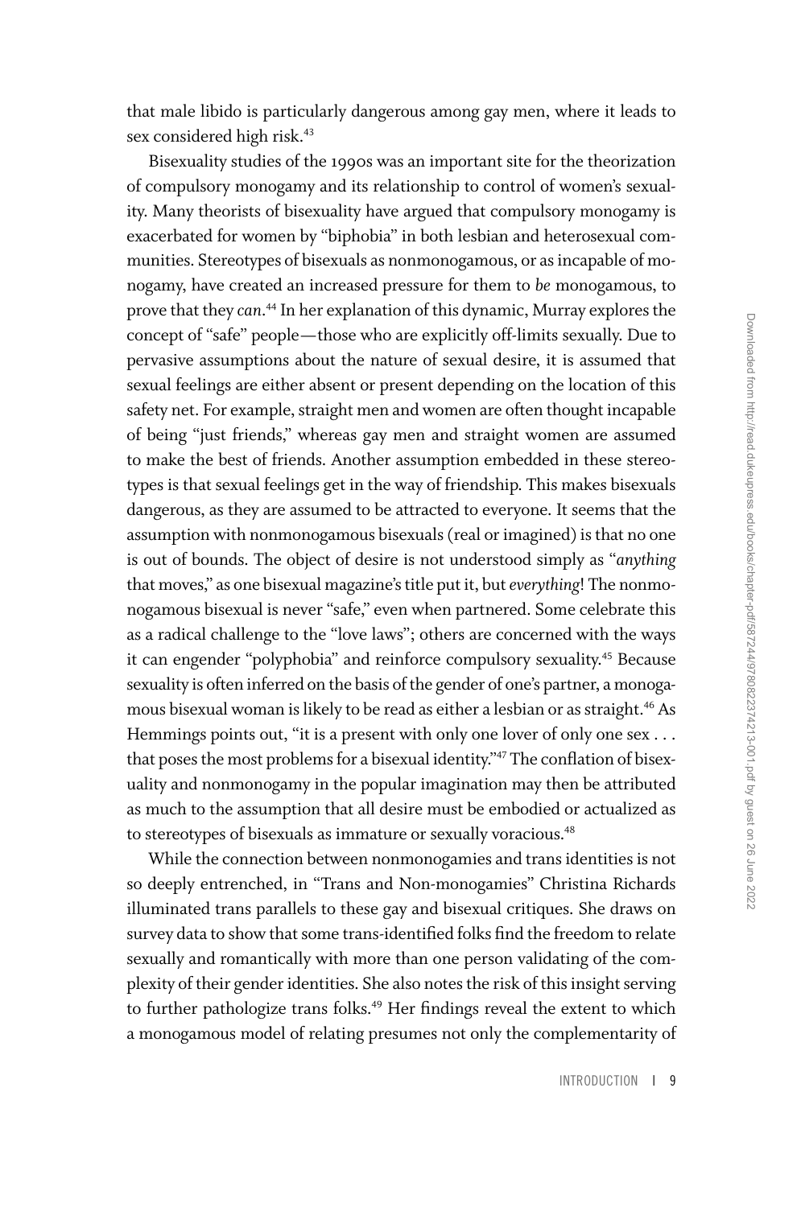that male libido is particularly dangerous among gay men, where it leads to sex considered high risk.[43]

Bisexuality studies of the 1990s was an important site for the theorization of compulsory monogamy and its relationship to control of women's sexuality. Many theorists of bisexuality have argued that compulsory monogamy is exacerbated for women by "biphobia" in both lesbian and heterosexual communities. Stereotypes of bisexuals as nonmonogamous, or as incapable of monogamy, have created an increased pressure for them to *be* monogamous, to prove that they *can*.[44] In her explanation of this dynamic, Murray explores the concept of "safe" people—those who are explicitly off-limits sexually. Due to pervasive assumptions about the nature of sexual desire, it is assumed that sexual feelings are either absent or present depending on the location of this safety net. For example, straight men and women are often thought incapable of being "just friends," whereas gay men and straight women are assumed to make the best of friends. Another assumption embedded in these stereotypes is that sexual feelings get in the way of friendship. This makes bisexuals dangerous, as they are assumed to be attracted to everyone. It seems that the assumption with nonmonogamous bisexuals (real or imagined) is that no one is out of bounds. The object of desire is not understood simply as "*anything* that moves," as one bisexual magazine's title put it, but *everything*! The nonmonogamous bisexual is never "safe," even when partnered. Some celebrate this as a radical challenge to the "love laws"; others are concerned with the ways it can engender "polyphobia" and reinforce compulsory sexuality.[45] Because sexuality is often inferred on the basis of the gender of one's partner, a monogamous bisexual woman is likely to be read as either a lesbian or as straight.[46] As Hemmings points out, "it is a present with only one lover of only one sex . . . that poses the most problems for a bisexual identity."[47] The conflation of bisexuality and nonmonogamy in the popular imagination may then be attributed as much to the assumption that all desire must be embodied or actualized as to stereotypes of bisexuals as immature or sexually voracious.[48]

While the connection between nonmonogamies and trans identities is not so deeply entrenched, in "Trans and Non-monogamies" Christina Richards illuminated trans parallels to these gay and bisexual critiques. She draws on survey data to show that some trans-identified folks find the freedom to relate sexually and romantically with more than one person validating of the complexity of their gender identities. She also notes the risk of this insight serving to further pathologize trans folks.[49] Her findings reveal the extent to which a monogamous model of relating presumes not only the complementarity of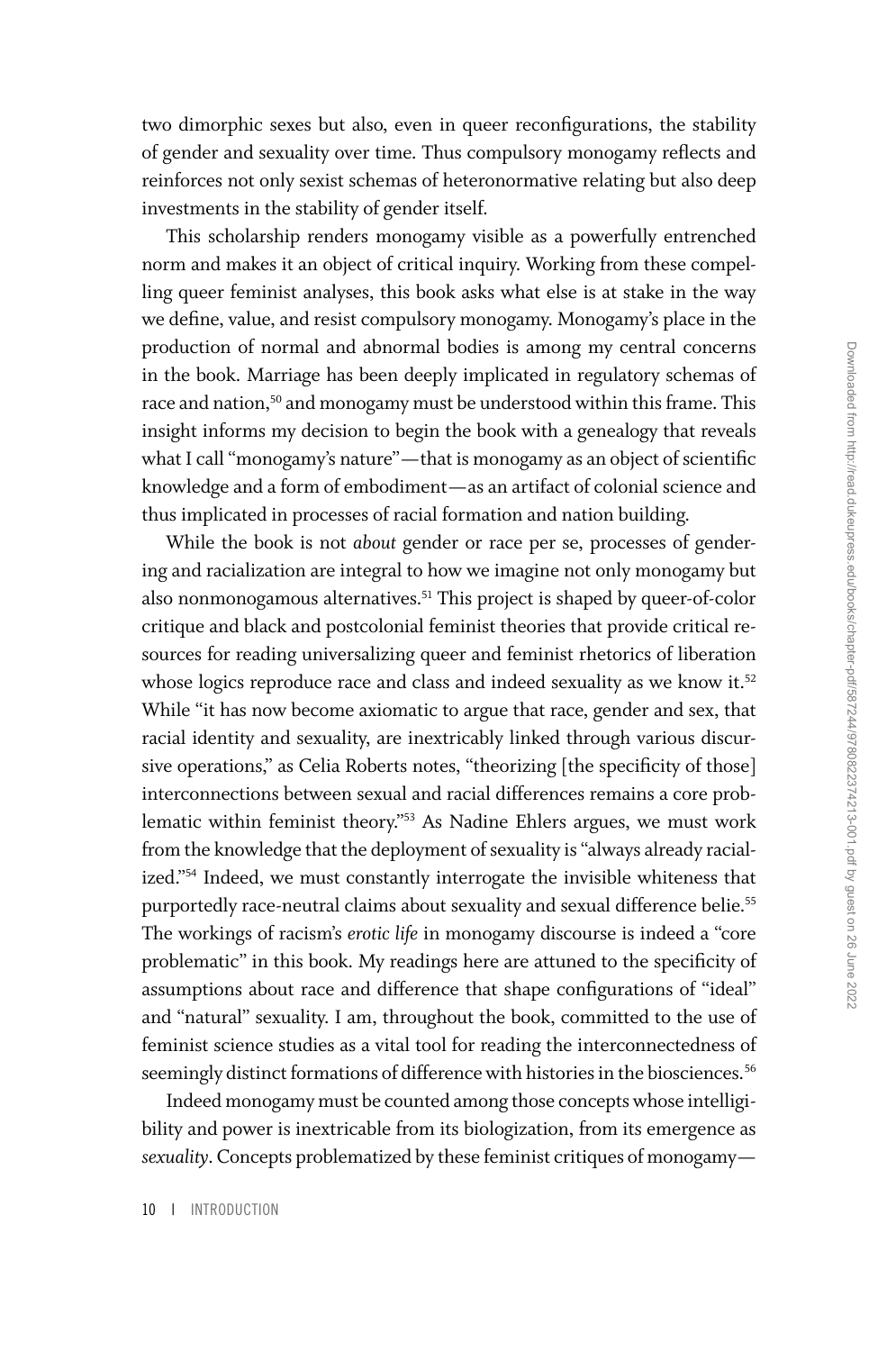two dimorphic sexes but also, even in queer reconfigurations, the stability of gender and sexuality over time. Thus compulsory monogamy reflects and reinforces not only sexist schemas of heteronormative relating but also deep investments in the stability of gender itself.

This scholarship renders monogamy visible as a powerfully entrenched norm and makes it an object of critical inquiry. Working from these compelling queer feminist analyses, this book asks what else is at stake in the way we define, value, and resist compulsory monogamy. Monogamy's place in the production of normal and abnormal bodies is among my central concerns in the book. Marriage has been deeply implicated in regulatory schemas of race and nation,[50] and monogamy must be understood within this frame. This insight informs my decision to begin the book with a genealogy that reveals what I call "monogamy's nature"—that is monogamy as an object of scientific knowledge and a form of embodiment—as an artifact of colonial science and thus implicated in processes of racial formation and nation building.

While the book is not *about* gender or race per se, processes of gendering and racialization are integral to how we imagine not only monogamy but also nonmonogamous alternatives.[51] This project is shaped by queer-of-color critique and black and postcolonial feminist theories that provide critical resources for reading universalizing queer and feminist rhetorics of liberation whose logics reproduce race and class and indeed sexuality as we know it.[52] While "it has now become axiomatic to argue that race, gender and sex, that racial identity and sexuality, are inextricably linked through various discursive operations," as Celia Roberts notes, "theorizing [the specificity of those] interconnections between sexual and racial differences remains a core problematic within feminist theory."[53] As Nadine Ehlers argues, we must work from the knowledge that the deployment of sexuality is "always already racialized."[54] Indeed, we must constantly interrogate the invisible whiteness that purportedly race-neutral claims about sexuality and sexual difference belie.[55] The workings of racism's *erotic life* in monogamy discourse is indeed a "core problematic" in this book. My readings here are attuned to the specificity of assumptions about race and difference that shape configurations of "ideal" and "natural" sexuality. I am, throughout the book, committed to the use of feminist science studies as a vital tool for reading the interconnectedness of seemingly distinct formations of difference with histories in the biosciences.[56]

Indeed monogamy must be counted among those concepts whose intelligibility and power is inextricable from its biologization, from its emergence as *sexuality*. Concepts problematized by these feminist critiques of monogamy—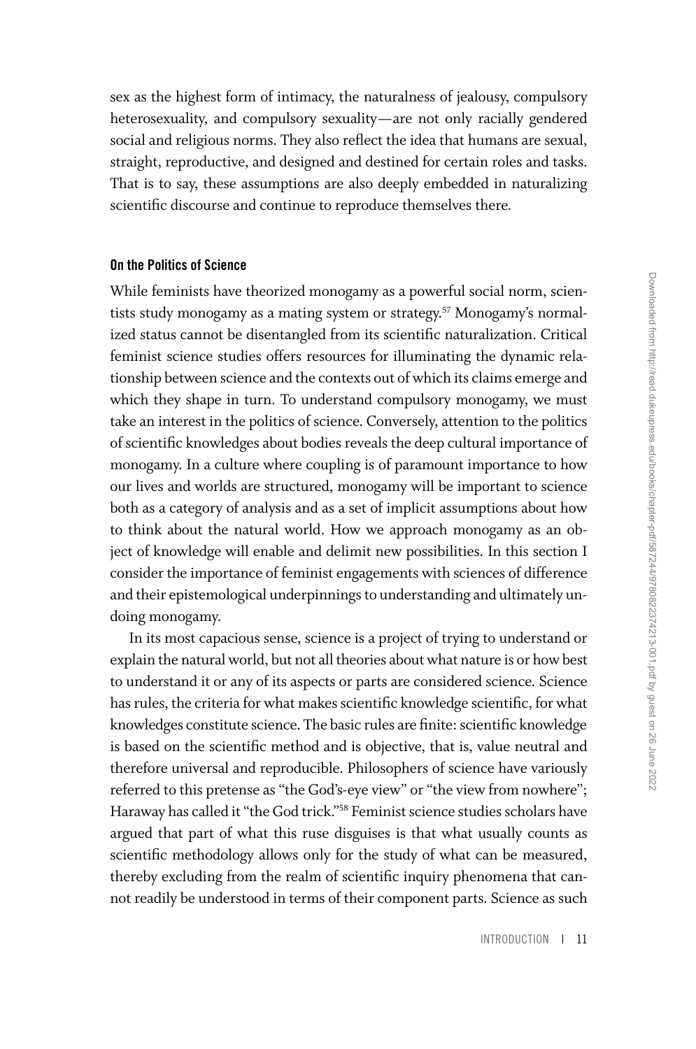sex as the highest form of intimacy, the naturalness of jealousy, compulsory heterosexuality, and compulsory sexuality—are not only racially gendered social and religious norms. They also reflect the idea that humans are sexual, straight, reproductive, and designed and destined for certain roles and tasks. That is to say, these assumptions are also deeply embedded in naturalizing scientific discourse and continue to reproduce themselves there.

### On the Politics of Science

While feminists have theorized monogamy as a powerful social norm, scientists study monogamy as a mating system or strategy.[57] Monogamy's normalized status cannot be disentangled from its scientific naturalization. Critical feminist science studies offers resources for illuminating the dynamic relationship between science and the contexts out of which its claims emerge and which they shape in turn. To understand compulsory monogamy, we must take an interest in the politics of science. Conversely, attention to the politics of scientific knowledges about bodies reveals the deep cultural importance of monogamy. In a culture where coupling is of paramount importance to how our lives and worlds are structured, monogamy will be important to science both as a category of analysis and as a set of implicit assumptions about how to think about the natural world. How we approach monogamy as an object of knowledge will enable and delimit new possibilities. In this section I consider the importance of feminist engagements with sciences of difference and their epistemological underpinnings to understanding and ultimately undoing monogamy.

In its most capacious sense, science is a project of trying to understand or explain the natural world, but not all theories about what nature is or how best to understand it or any of its aspects or parts are considered science. Science has rules, the criteria for what makes scientific knowledge scientific, for what knowledges constitute science. The basic rules are finite: scientific knowledge is based on the scientific method and is objective, that is, value neutral and therefore universal and reproducible. Philosophers of science have variously referred to this pretense as "the God's-eye view" or "the view from nowhere"; Haraway has called it "the God trick."[58] Feminist science studies scholars have argued that part of what this ruse disguises is that what usually counts as scientific methodology allows only for the study of what can be measured, thereby excluding from the realm of scientific inquiry phenomena that cannot readily be understood in terms of their component parts. Science as such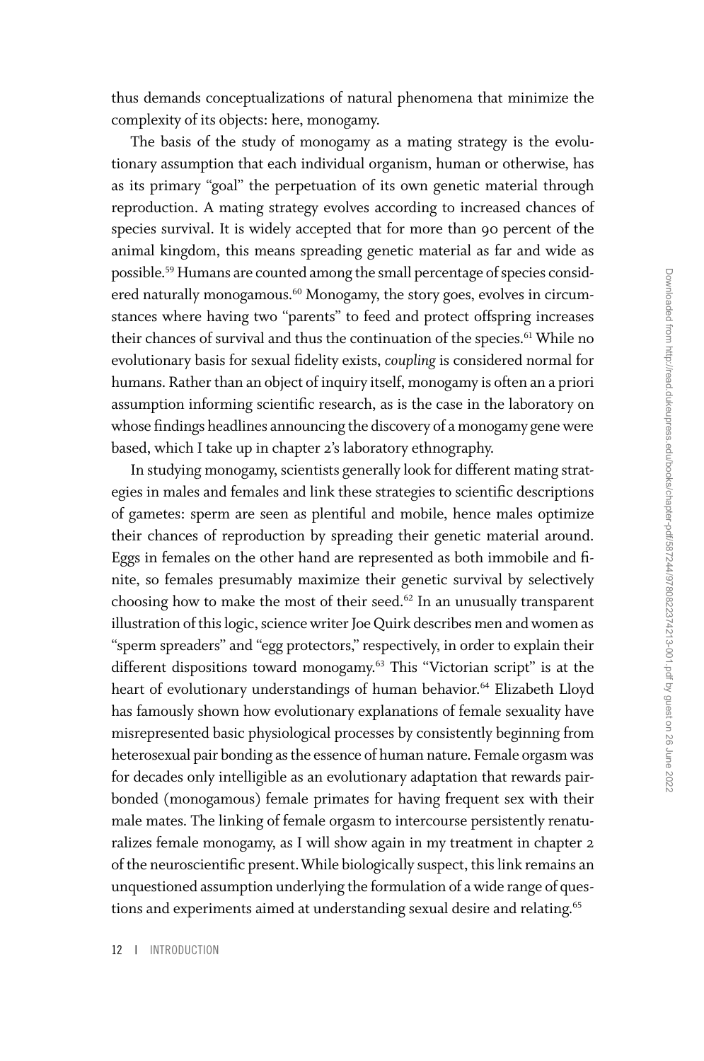thus demands conceptualizations of natural phenomena that minimize the complexity of its objects: here, monogamy.

The basis of the study of monogamy as a mating strategy is the evolutionary assumption that each individual organism, human or otherwise, has as its primary "goal" the perpetuation of its own genetic material through reproduction. A mating strategy evolves according to increased chances of species survival. It is widely accepted that for more than 90 percent of the animal kingdom, this means spreading genetic material as far and wide as possible.[59] Humans are counted among the small percentage of species considered naturally monogamous.[60] Monogamy, the story goes, evolves in circumstances where having two "parents" to feed and protect offspring increases their chances of survival and thus the continuation of the species.[61] While no evolutionary basis for sexual fidelity exists, *coupling* is considered normal for humans. Rather than an object of inquiry itself, monogamy is often an a priori assumption informing scientific research, as is the case in the laboratory on whose findings headlines announcing the discovery of a monogamy gene were based, which I take up in chapter 2's laboratory ethnography.

In studying monogamy, scientists generally look for different mating strategies in males and females and link these strategies to scientific descriptions of gametes: sperm are seen as plentiful and mobile, hence males optimize their chances of reproduction by spreading their genetic material around. Eggs in females on the other hand are represented as both immobile and finite, so females presumably maximize their genetic survival by selectively choosing how to make the most of their seed.[62] In an unusually transparent illustration of this logic, science writer Joe Quirk describes men and women as "sperm spreaders" and "egg protectors," respectively, in order to explain their different dispositions toward monogamy.[63] This "Victorian script" is at the heart of evolutionary understandings of human behavior.[64] Elizabeth Lloyd has famously shown how evolutionary explanations of female sexuality have misrepresented basic physiological processes by consistently beginning from heterosexual pair bonding as the essence of human nature. Female orgasm was for decades only intelligible as an evolutionary adaptation that rewards pair-bonded (monogamous) female primates for having frequent sex with their male mates. The linking of female orgasm to intercourse persistently renaturalizes female monogamy, as I will show again in my treatment in chapter 2 of the neuroscientific present. While biologically suspect, this link remains an unquestioned assumption underlying the formulation of a wide range of questions and experiments aimed at understanding sexual desire and relating.[65]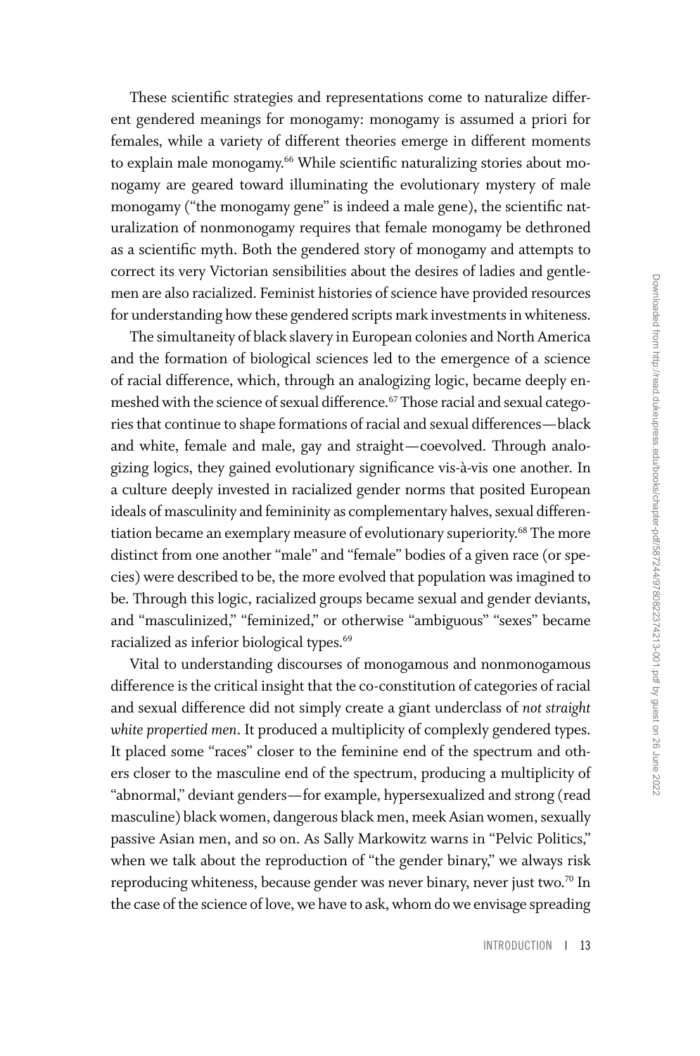These scientific strategies and representations come to naturalize different gendered meanings for monogamy: monogamy is assumed a priori for females, while a variety of different theories emerge in different moments to explain male monogamy.[66] While scientific naturalizing stories about monogamy are geared toward illuminating the evolutionary mystery of male monogamy ("the monogamy gene" is indeed a male gene), the scientific naturalization of nonmonogamy requires that female monogamy be dethroned as a scientific myth. Both the gendered story of monogamy and attempts to correct its very Victorian sensibilities about the desires of ladies and gentlemen are also racialized. Feminist histories of science have provided resources for understanding how these gendered scripts mark investments in whiteness.

The simultaneity of black slavery in European colonies and North America and the formation of biological sciences led to the emergence of a science of racial difference, which, through an analogizing logic, became deeply enmeshed with the science of sexual difference.[67] Those racial and sexual categories that continue to shape formations of racial and sexual differences—black and white, female and male, gay and straight—coevolved. Through analogizing logics, they gained evolutionary significance vis-à-vis one another. In a culture deeply invested in racialized gender norms that posited European ideals of masculinity and femininity as complementary halves, sexual differentiation became an exemplary measure of evolutionary superiority.[68] The more distinct from one another "male" and "female" bodies of a given race (or species) were described to be, the more evolved that population was imagined to be. Through this logic, racialized groups became sexual and gender deviants, and "masculinized," "feminized," or otherwise "ambiguous" "sexes" became racialized as inferior biological types.[69]

Vital to understanding discourses of monogamous and nonmonogamous difference is the critical insight that the co-constitution of categories of racial and sexual difference did not simply create a giant underclass of *not straight white propertied men*. It produced a multiplicity of complexly gendered types. It placed some "races" closer to the feminine end of the spectrum and others closer to the masculine end of the spectrum, producing a multiplicity of "abnormal," deviant genders—for example, hypersexualized and strong (read masculine) black women, dangerous black men, meek Asian women, sexually passive Asian men, and so on. As Sally Markowitz warns in "Pelvic Politics," when we talk about the reproduction of "the gender binary," we always risk reproducing whiteness, because gender was never binary, never just two.[70] In the case of the science of love, we have to ask, whom do we envisage spreading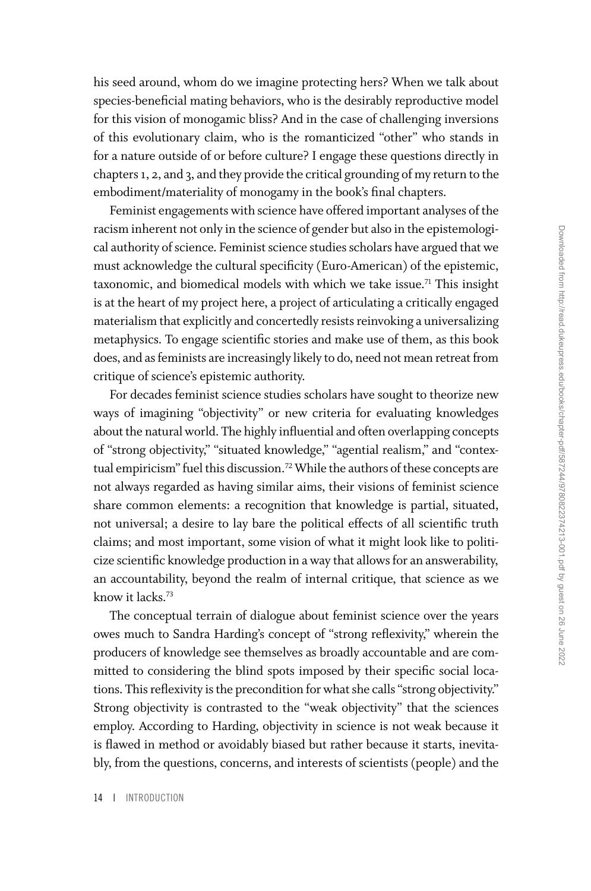his seed around, whom do we imagine protecting hers? When we talk about species-beneficial mating behaviors, who is the desirably reproductive model for this vision of monogamic bliss? And in the case of challenging inversions of this evolutionary claim, who is the romanticized "other" who stands in for a nature outside of or before culture? I engage these questions directly in chapters 1, 2, and 3, and they provide the critical grounding of my return to the embodiment/materiality of monogamy in the book's final chapters.

Feminist engagements with science have offered important analyses of the racism inherent not only in the science of gender but also in the epistemological authority of science. Feminist science studies scholars have argued that we must acknowledge the cultural specificity (Euro-American) of the epistemic, taxonomic, and biomedical models with which we take issue.[71] This insight is at the heart of my project here, a project of articulating a critically engaged materialism that explicitly and concertedly resists reinvoking a universalizing metaphysics. To engage scientific stories and make use of them, as this book does, and as feminists are increasingly likely to do, need not mean retreat from critique of science's epistemic authority.

For decades feminist science studies scholars have sought to theorize new ways of imagining "objectivity" or new criteria for evaluating knowledges about the natural world. The highly influential and often overlapping concepts of "strong objectivity," "situated knowledge," "agential realism," and "contextual empiricism" fuel this discussion.[72] While the authors of these concepts are not always regarded as having similar aims, their visions of feminist science share common elements: a recognition that knowledge is partial, situated, not universal; a desire to lay bare the political effects of all scientific truth claims; and most important, some vision of what it might look like to politicize scientific knowledge production in a way that allows for an answerability, an accountability, beyond the realm of internal critique, that science as we know it lacks.[73]

The conceptual terrain of dialogue about feminist science over the years owes much to Sandra Harding's concept of "strong reflexivity," wherein the producers of knowledge see themselves as broadly accountable and are committed to considering the blind spots imposed by their specific social locations. This reflexivity is the precondition for what she calls "strong objectivity." Strong objectivity is contrasted to the "weak objectivity" that the sciences employ. According to Harding, objectivity in science is not weak because it is flawed in method or avoidably biased but rather because it starts, inevitably, from the questions, concerns, and interests of scientists (people) and the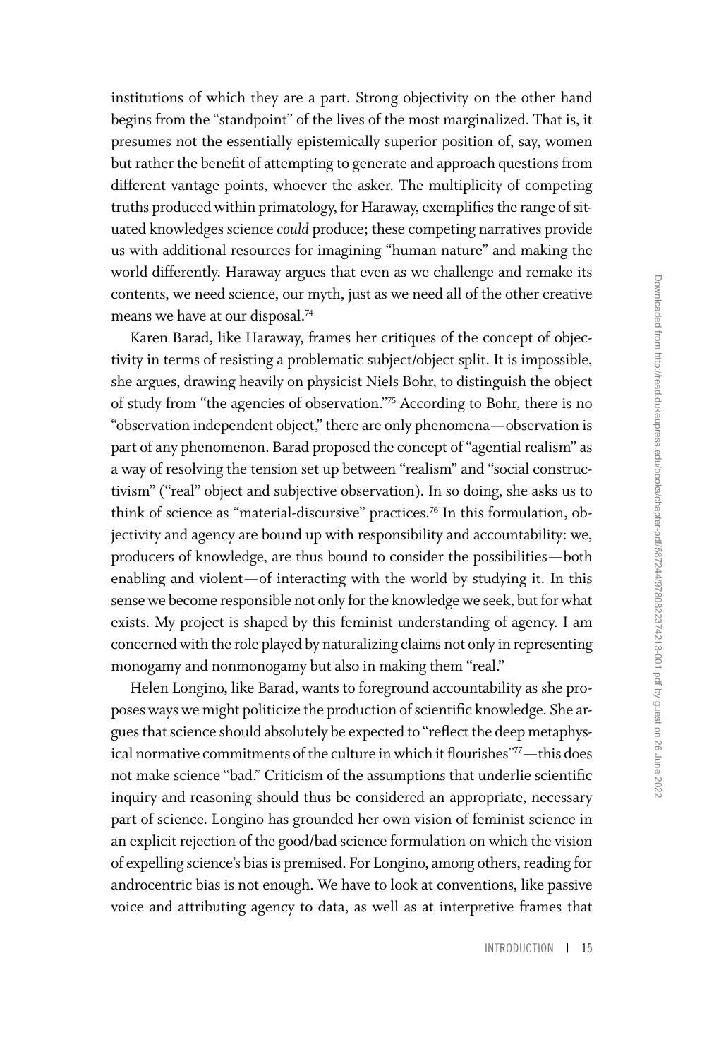institutions of which they are a part. Strong objectivity on the other hand begins from the "standpoint" of the lives of the most marginalized. That is, it presumes not the essentially epistemically superior position of, say, women but rather the benefit of attempting to generate and approach questions from different vantage points, whoever the asker. The multiplicity of competing truths produced within primatology, for Haraway, exemplifies the range of situated knowledges science *could* produce; these competing narratives provide us with additional resources for imagining "human nature" and making the world differently. Haraway argues that even as we challenge and remake its contents, we need science, our myth, just as we need all of the other creative means we have at our disposal.[74]

Karen Barad, like Haraway, frames her critiques of the concept of objectivity in terms of resisting a problematic subject/object split. It is impossible, she argues, drawing heavily on physicist Niels Bohr, to distinguish the object of study from "the agencies of observation."[75] According to Bohr, there is no "observation independent object," there are only phenomena—observation is part of any phenomenon. Barad proposed the concept of "agential realism" as a way of resolving the tension set up between "realism" and "social constructivism" ("real" object and subjective observation). In so doing, she asks us to think of science as "material-discursive" practices.[76] In this formulation, objectivity and agency are bound up with responsibility and accountability: we, producers of knowledge, are thus bound to consider the possibilities—both enabling and violent—of interacting with the world by studying it. In this sense we become responsible not only for the knowledge we seek, but for what exists. My project is shaped by this feminist understanding of agency. I am concerned with the role played by naturalizing claims not only in representing monogamy and nonmonogamy but also in making them "real."

Helen Longino, like Barad, wants to foreground accountability as she proposes ways we might politicize the production of scientific knowledge. She argues that science should absolutely be expected to "reflect the deep metaphysical normative commitments of the culture in which it flourishes"[77]—this does not make science "bad." Criticism of the assumptions that underlie scientific inquiry and reasoning should thus be considered an appropriate, necessary part of science. Longino has grounded her own vision of feminist science in an explicit rejection of the good/bad science formulation on which the vision of expelling science's bias is premised. For Longino, among others, reading for androcentric bias is not enough. We have to look at conventions, like passive voice and attributing agency to data, as well as at interpretive frames that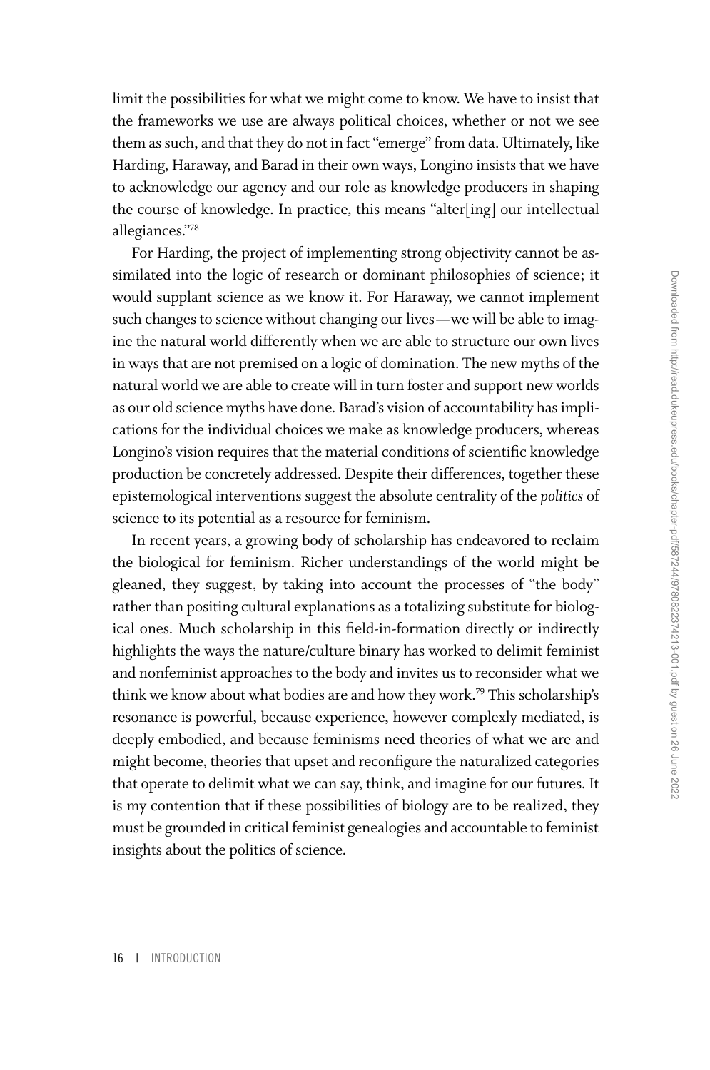limit the possibilities for what we might come to know. We have to insist that the frameworks we use are always political choices, whether or not we see them as such, and that they do not in fact "emerge" from data. Ultimately, like Harding, Haraway, and Barad in their own ways, Longino insists that we have to acknowledge our agency and our role as knowledge producers in shaping the course of knowledge. In practice, this means "alter[ing] our intellectual allegiances."[78]

For Harding, the project of implementing strong objectivity cannot be assimilated into the logic of research or dominant philosophies of science; it would supplant science as we know it. For Haraway, we cannot implement such changes to science without changing our lives—we will be able to imagine the natural world differently when we are able to structure our own lives in ways that are not premised on a logic of domination. The new myths of the natural world we are able to create will in turn foster and support new worlds as our old science myths have done. Barad's vision of accountability has implications for the individual choices we make as knowledge producers, whereas Longino's vision requires that the material conditions of scientific knowledge production be concretely addressed. Despite their differences, together these epistemological interventions suggest the absolute centrality of the *politics* of science to its potential as a resource for feminism.

In recent years, a growing body of scholarship has endeavored to reclaim the biological for feminism. Richer understandings of the world might be gleaned, they suggest, by taking into account the processes of "the body" rather than positing cultural explanations as a totalizing substitute for biological ones. Much scholarship in this field-in-formation directly or indirectly highlights the ways the nature/culture binary has worked to delimit feminist and nonfeminist approaches to the body and invites us to reconsider what we think we know about what bodies are and how they work.[79] This scholarship's resonance is powerful, because experience, however complexly mediated, is deeply embodied, and because feminisms need theories of what we are and might become, theories that upset and reconfigure the naturalized categories that operate to delimit what we can say, think, and imagine for our futures. It is my contention that if these possibilities of biology are to be realized, they must be grounded in critical feminist genealogies and accountable to feminist insights about the politics of science.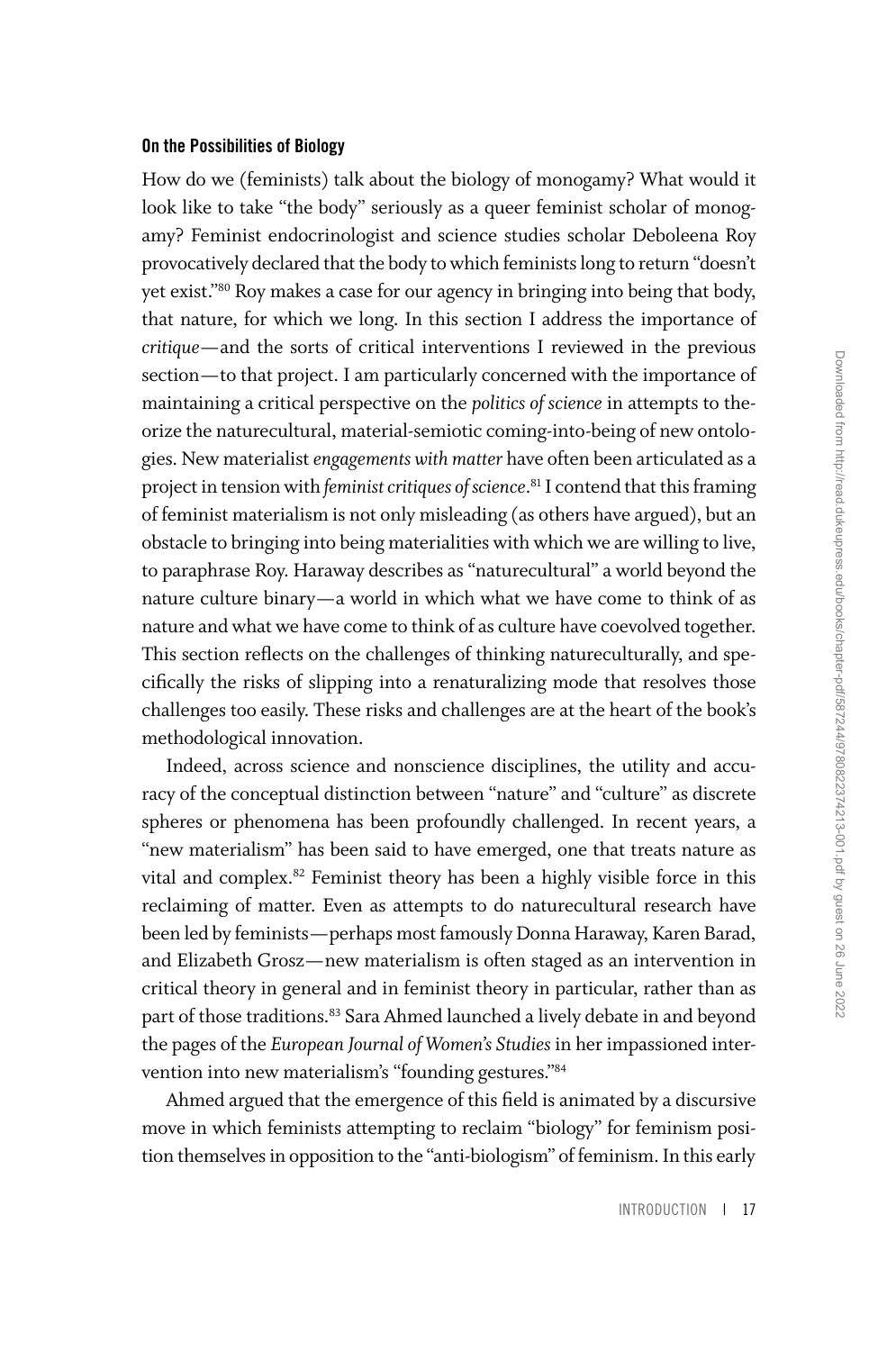### On the Possibilities of Biology

How do we (feminists) talk about the biology of monogamy? What would it look like to take "the body" seriously as a queer feminist scholar of monogamy? Feminist endocrinologist and science studies scholar Deboleena Roy provocatively declared that the body to which feminists long to return "doesn't yet exist."[80] Roy makes a case for our agency in bringing into being that body, that nature, for which we long. In this section I address the importance of *critique*—and the sorts of critical interventions I reviewed in the previous section—to that project. I am particularly concerned with the importance of maintaining a critical perspective on the *politics of science* in attempts to theorize the naturecultural, material-semiotic coming-into-being of new ontologies. New materialist *engagements with matter* have often been articulated as a project in tension with *feminist critiques of science*.[81] I contend that this framing of feminist materialism is not only misleading (as others have argued), but an obstacle to bringing into being materialities with which we are willing to live, to paraphrase Roy. Haraway describes as "naturecultural" a world beyond the nature culture binary—a world in which what we have come to think of as nature and what we have come to think of as culture have coevolved together. This section reflects on the challenges of thinking natureculturally, and specifically the risks of slipping into a renaturalizing mode that resolves those challenges too easily. These risks and challenges are at the heart of the book's methodological innovation.

Indeed, across science and nonscience disciplines, the utility and accuracy of the conceptual distinction between "nature" and "culture" as discrete spheres or phenomena has been profoundly challenged. In recent years, a "new materialism" has been said to have emerged, one that treats nature as vital and complex.[82] Feminist theory has been a highly visible force in this reclaiming of matter. Even as attempts to do naturecultural research have been led by feminists—perhaps most famously Donna Haraway, Karen Barad, and Elizabeth Grosz—new materialism is often staged as an intervention in critical theory in general and in feminist theory in particular, rather than as part of those traditions.[83] Sara Ahmed launched a lively debate in and beyond the pages of the *European Journal of Women's Studies* in her impassioned intervention into new materialism's "founding gestures."[84]

Ahmed argued that the emergence of this field is animated by a discursive move in which feminists attempting to reclaim "biology" for feminism position themselves in opposition to the "anti-biologism" of feminism. In this early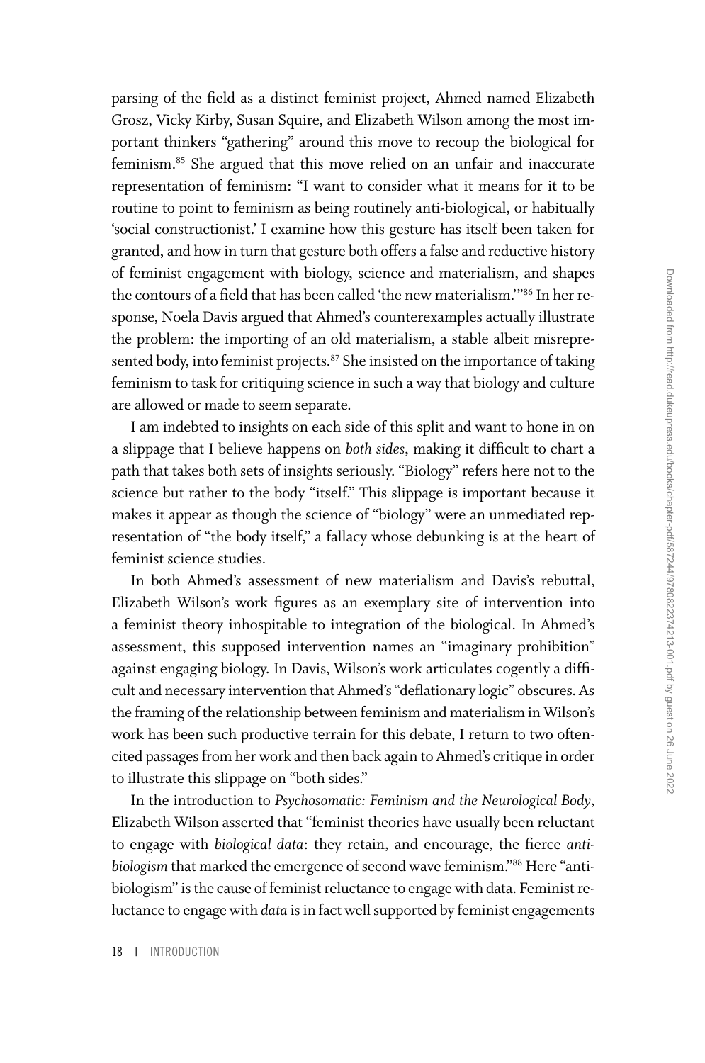parsing of the field as a distinct feminist project, Ahmed named Elizabeth Grosz, Vicky Kirby, Susan Squire, and Elizabeth Wilson among the most important thinkers "gathering" around this move to recoup the biological for feminism.[85] She argued that this move relied on an unfair and inaccurate representation of feminism: "I want to consider what it means for it to be routine to point to feminism as being routinely anti-biological, or habitually 'social constructionist.' I examine how this gesture has itself been taken for granted, and how in turn that gesture both offers a false and reductive history of feminist engagement with biology, science and materialism, and shapes the contours of a field that has been called 'the new materialism.'"[86] In her response, Noela Davis argued that Ahmed's counterexamples actually illustrate the problem: the importing of an old materialism, a stable albeit misrepresented body, into feminist projects.[87] She insisted on the importance of taking feminism to task for critiquing science in such a way that biology and culture are allowed or made to seem separate.

I am indebted to insights on each side of this split and want to hone in on a slippage that I believe happens on *both sides*, making it difficult to chart a path that takes both sets of insights seriously. "Biology" refers here not to the science but rather to the body "itself." This slippage is important because it makes it appear as though the science of "biology" were an unmediated representation of "the body itself," a fallacy whose debunking is at the heart of feminist science studies.

In both Ahmed's assessment of new materialism and Davis's rebuttal, Elizabeth Wilson's work figures as an exemplary site of intervention into a feminist theory inhospitable to integration of the biological. In Ahmed's assessment, this supposed intervention names an "imaginary prohibition" against engaging biology. In Davis, Wilson's work articulates cogently a difficult and necessary intervention that Ahmed's "deflationary logic" obscures. As the framing of the relationship between feminism and materialism in Wilson's work has been such productive terrain for this debate, I return to two often-cited passages from her work and then back again to Ahmed's critique in order to illustrate this slippage on "both sides."

In the introduction to *Psychosomatic: Feminism and the Neurological Body*, Elizabeth Wilson asserted that "feminist theories have usually been reluctant to engage with *biological data*: they retain, and encourage, the fierce *anti-biologism* that marked the emergence of second wave feminism."[88] Here "anti-biologism" is the cause of feminist reluctance to engage with data. Feminist reluctance to engage with *data* is in fact well supported by feminist engagements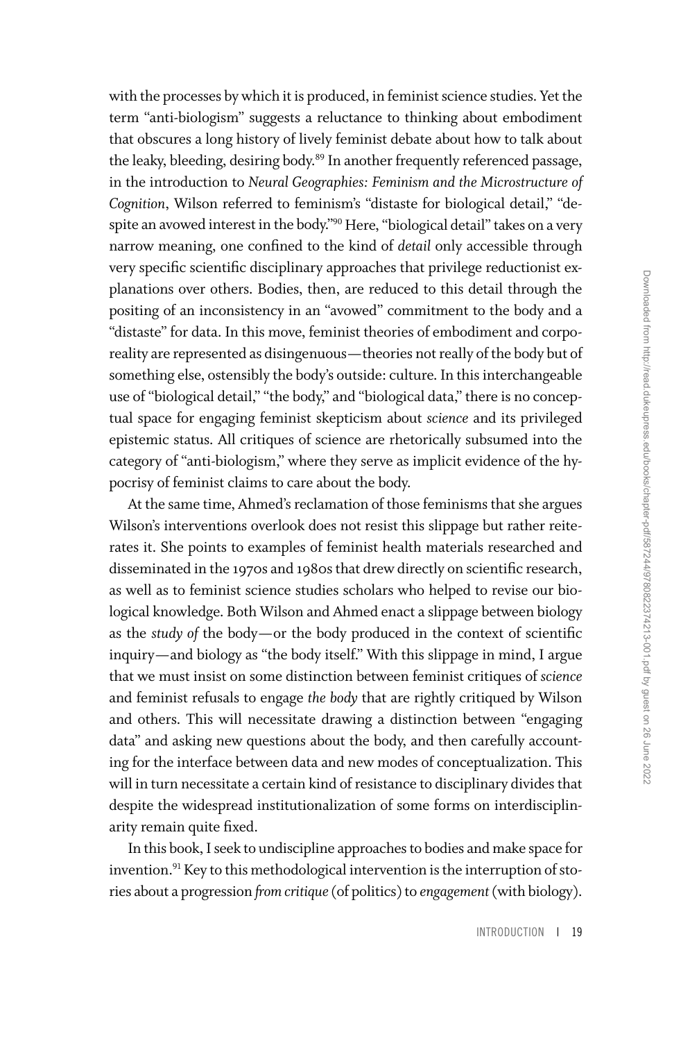with the processes by which it is produced, in feminist science studies. Yet the term "anti-biologism" suggests a reluctance to thinking about embodiment that obscures a long history of lively feminist debate about how to talk about the leaky, bleeding, desiring body.[89] In another frequently referenced passage, in the introduction to *Neural Geographies: Feminism and the Microstructure of Cognition*, Wilson referred to feminism's "distaste for biological detail," "despite an avowed interest in the body."[90] Here, "biological detail" takes on a very narrow meaning, one confined to the kind of *detail* only accessible through very specific scientific disciplinary approaches that privilege reductionist explanations over others. Bodies, then, are reduced to this detail through the positing of an inconsistency in an "avowed" commitment to the body and a "distaste" for data. In this move, feminist theories of embodiment and corporeality are represented as disingenuous—theories not really of the body but of something else, ostensibly the body's outside: culture. In this interchangeable use of "biological detail," "the body," and "biological data," there is no conceptual space for engaging feminist skepticism about *science* and its privileged epistemic status. All critiques of science are rhetorically subsumed into the category of "anti-biologism," where they serve as implicit evidence of the hypocrisy of feminist claims to care about the body.

At the same time, Ahmed's reclamation of those feminisms that she argues Wilson's interventions overlook does not resist this slippage but rather reiterates it. She points to examples of feminist health materials researched and disseminated in the 1970s and 1980s that drew directly on scientific research, as well as to feminist science studies scholars who helped to revise our biological knowledge. Both Wilson and Ahmed enact a slippage between biology as the *study of* the body—or the body produced in the context of scientific inquiry—and biology as "the body itself." With this slippage in mind, I argue that we must insist on some distinction between feminist critiques of *science* and feminist refusals to engage *the body* that are rightly critiqued by Wilson and others. This will necessitate drawing a distinction between "engaging data" and asking new questions about the body, and then carefully accounting for the interface between data and new modes of conceptualization. This will in turn necessitate a certain kind of resistance to disciplinary divides that despite the widespread institutionalization of some forms on interdisciplinarity remain quite fixed.

In this book, I seek to undiscipline approaches to bodies and make space for invention.[91] Key to this methodological intervention is the interruption of stories about a progression *from critique* (of politics) to *engagement* (with biology).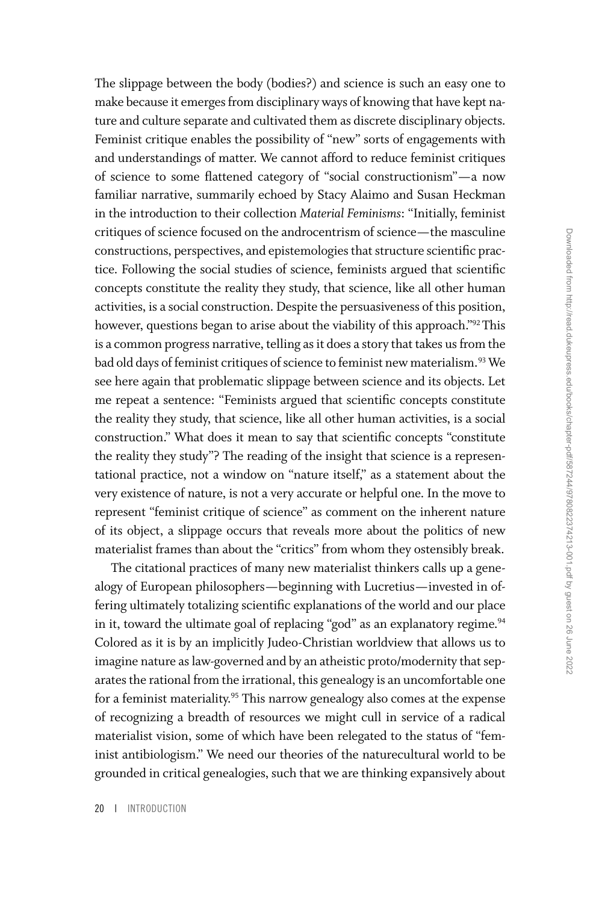The slippage between the body (bodies?) and science is such an easy one to make because it emerges from disciplinary ways of knowing that have kept nature and culture separate and cultivated them as discrete disciplinary objects. Feminist critique enables the possibility of "new" sorts of engagements with and understandings of matter. We cannot afford to reduce feminist critiques of science to some flattened category of "social constructionism"—a now familiar narrative, summarily echoed by Stacy Alaimo and Susan Heckman in the introduction to their collection *Material Feminisms*: "Initially, feminist critiques of science focused on the androcentrism of science—the masculine constructions, perspectives, and epistemologies that structure scientific practice. Following the social studies of science, feminists argued that scientific concepts constitute the reality they study, that science, like all other human activities, is a social construction. Despite the persuasiveness of this position, however, questions began to arise about the viability of this approach."[92] This is a common progress narrative, telling as it does a story that takes us from the bad old days of feminist critiques of science to feminist new materialism.[93] We see here again that problematic slippage between science and its objects. Let me repeat a sentence: "Feminists argued that scientific concepts constitute the reality they study, that science, like all other human activities, is a social construction." What does it mean to say that scientific concepts "constitute the reality they study"? The reading of the insight that science is a representational practice, not a window on "nature itself," as a statement about the very existence of nature, is not a very accurate or helpful one. In the move to represent "feminist critique of science" as comment on the inherent nature of its object, a slippage occurs that reveals more about the politics of new materialist frames than about the "critics" from whom they ostensibly break.

The citational practices of many new materialist thinkers calls up a genealogy of European philosophers—beginning with Lucretius—invested in offering ultimately totalizing scientific explanations of the world and our place in it, toward the ultimate goal of replacing "god" as an explanatory regime.[94] Colored as it is by an implicitly Judeo-Christian worldview that allows us to imagine nature as law-governed and by an atheistic proto/modernity that separates the rational from the irrational, this genealogy is an uncomfortable one for a feminist materiality.[95] This narrow genealogy also comes at the expense of recognizing a breadth of resources we might cull in service of a radical materialist vision, some of which have been relegated to the status of "feminist antibiologism." We need our theories of the naturecultural world to be grounded in critical genealogies, such that we are thinking expansively about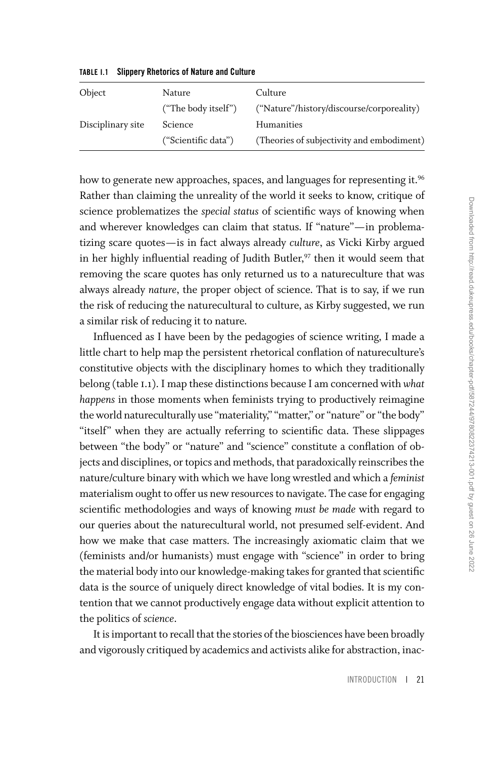**TABLE I.1 Slippery Rhetorics of Nature and Culture**

| | | |
|---|---|---|
| Object | Nature<br>("The body itself") | Culture<br>("Nature"/history/discourse/corporeality) |
| Disciplinary site | Science<br>("Scientific data") | Humanities<br>(Theories of subjectivity and embodiment) |

how to generate new approaches, spaces, and languages for representing it.[96] Rather than claiming the unreality of the world it seeks to know, critique of science problematizes the *special status* of scientific ways of knowing when and wherever knowledges can claim that status. If "nature"—in problematizing scare quotes—is in fact always already *culture*, as Vicki Kirby argued in her highly influential reading of Judith Butler,[97] then it would seem that removing the scare quotes has only returned us to a natureculture that was always already *nature*, the proper object of science. That is to say, if we run the risk of reducing the naturecultural to culture, as Kirby suggested, we run a similar risk of reducing it to nature.

Influenced as I have been by the pedagogies of science writing, I made a little chart to help map the persistent rhetorical conflation of natureculture's constitutive objects with the disciplinary homes to which they traditionally belong (table I.1). I map these distinctions because I am concerned with *what happens* in those moments when feminists trying to productively reimagine the world naturecultural­ly use "materiality," "matter," or "nature" or "the body" "itself" when they are actually referring to scientific data. These slippages between "the body" or "nature" and "science" constitute a conflation of objects and disciplines, or topics and methods, that paradoxically reinscribes the nature/culture binary with which we have long wrestled and which a *feminist* materialism ought to offer us new resources to navigate. The case for engaging scientific methodologies and ways of knowing *must be made* with regard to our queries about the naturecultural world, not presumed self-evident. And how we make that case matters. The increasingly axiomatic claim that we (feminists and/or humanists) must engage with "science" in order to bring the material body into our knowledge-making takes for granted that scientific data is the source of uniquely direct knowledge of vital bodies. It is my contention that we cannot productively engage data without explicit attention to the politics of *science*.

It is important to recall that the stories of the biosciences have been broadly and vigorously critiqued by academics and activists alike for abstraction, inac-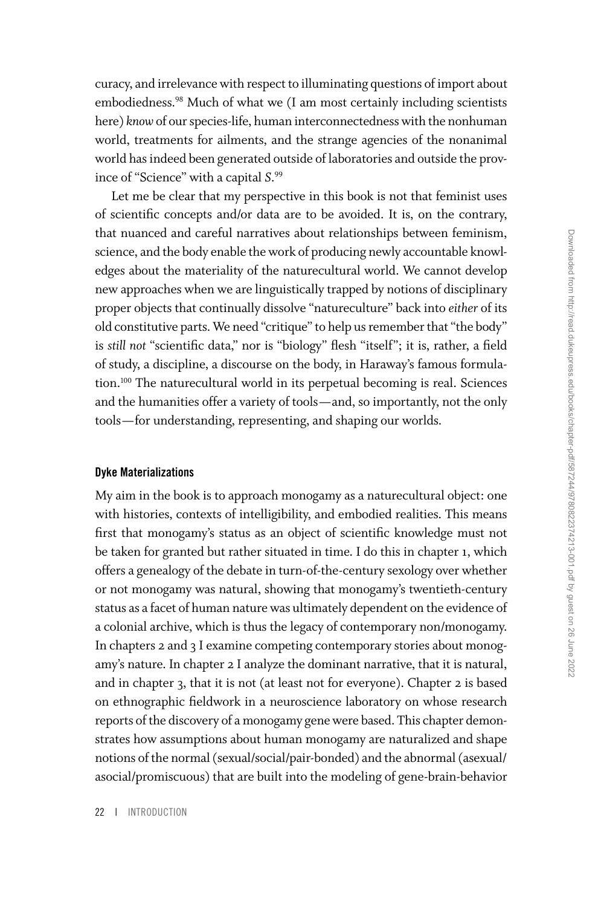curacy, and irrelevance with respect to illuminating questions of import about embodiedness.[98] Much of what we (I am most certainly including scientists here) *know* of our species-life, human interconnectedness with the nonhuman world, treatments for ailments, and the strange agencies of the nonanimal world has indeed been generated outside of laboratories and outside the province of "Science" with a capital *S*.[99]

Let me be clear that my perspective in this book is not that feminist uses of scientific concepts and/or data are to be avoided. It is, on the contrary, that nuanced and careful narratives about relationships between feminism, science, and the body enable the work of producing newly accountable knowledges about the materiality of the naturecultural world. We cannot develop new approaches when we are linguistically trapped by notions of disciplinary proper objects that continually dissolve "natureculture" back into *either* of its old constitutive parts. We need "critique" to help us remember that "the body" is *still not* "scientific data," nor is "biology" flesh "itself"; it is, rather, a field of study, a discipline, a discourse on the body, in Haraway's famous formulation.[100] The naturecultural world in its perpetual becoming is real. Sciences and the humanities offer a variety of tools—and, so importantly, not the only tools—for understanding, representing, and shaping our worlds.

### Dyke Materializations

My aim in the book is to approach monogamy as a naturecultural object: one with histories, contexts of intelligibility, and embodied realities. This means first that monogamy's status as an object of scientific knowledge must not be taken for granted but rather situated in time. I do this in chapter 1, which offers a genealogy of the debate in turn-of-the-century sexology over whether or not monogamy was natural, showing that monogamy's twentieth-century status as a facet of human nature was ultimately dependent on the evidence of a colonial archive, which is thus the legacy of contemporary non/monogamy. In chapters 2 and 3 I examine competing contemporary stories about monogamy's nature. In chapter 2 I analyze the dominant narrative, that it is natural, and in chapter 3, that it is not (at least not for everyone). Chapter 2 is based on ethnographic fieldwork in a neuroscience laboratory on whose research reports of the discovery of a monogamy gene were based. This chapter demonstrates how assumptions about human monogamy are naturalized and shape notions of the normal (sexual/social/pair-bonded) and the abnormal (asexual/asocial/promiscuous) that are built into the modeling of gene-brain-behavior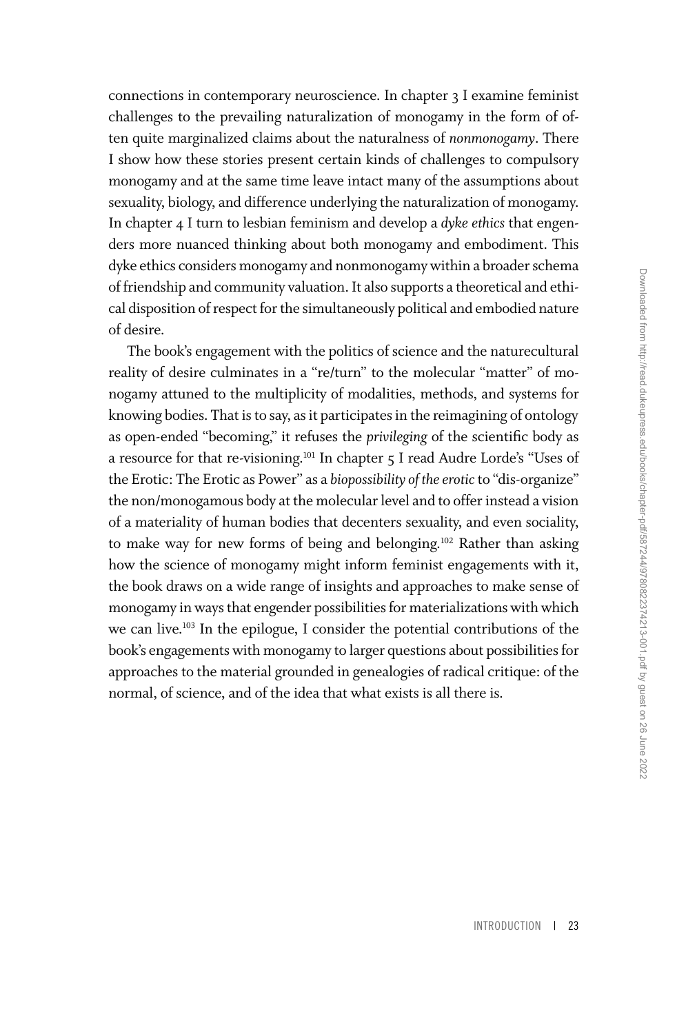connections in contemporary neuroscience. In chapter 3 I examine feminist challenges to the prevailing naturalization of monogamy in the form of often quite marginalized claims about the naturalness of *nonmonogamy*. There I show how these stories present certain kinds of challenges to compulsory monogamy and at the same time leave intact many of the assumptions about sexuality, biology, and difference underlying the naturalization of monogamy. In chapter 4 I turn to lesbian feminism and develop a *dyke ethics* that engenders more nuanced thinking about both monogamy and embodiment. This dyke ethics considers monogamy and nonmonogamy within a broader schema of friendship and community valuation. It also supports a theoretical and ethical disposition of respect for the simultaneously political and embodied nature of desire.

The book's engagement with the politics of science and the naturecultural reality of desire culminates in a "re/turn" to the molecular "matter" of monogamy attuned to the multiplicity of modalities, methods, and systems for knowing bodies. That is to say, as it participates in the reimagining of ontology as open-ended "becoming," it refuses the *privileging* of the scientific body as a resource for that re-visioning.[101] In chapter 5 I read Audre Lorde's "Uses of the Erotic: The Erotic as Power" as a *biopossibility of the erotic* to "dis-organize" the non/monogamous body at the molecular level and to offer instead a vision of a materiality of human bodies that decenters sexuality, and even sociality, to make way for new forms of being and belonging.[102] Rather than asking how the science of monogamy might inform feminist engagements with it, the book draws on a wide range of insights and approaches to make sense of monogamy in ways that engender possibilities for materializations with which we can live.[103] In the epilogue, I consider the potential contributions of the book's engagements with monogamy to larger questions about possibilities for approaches to the material grounded in genealogies of radical critique: of the normal, of science, and of the idea that what exists is all there is.